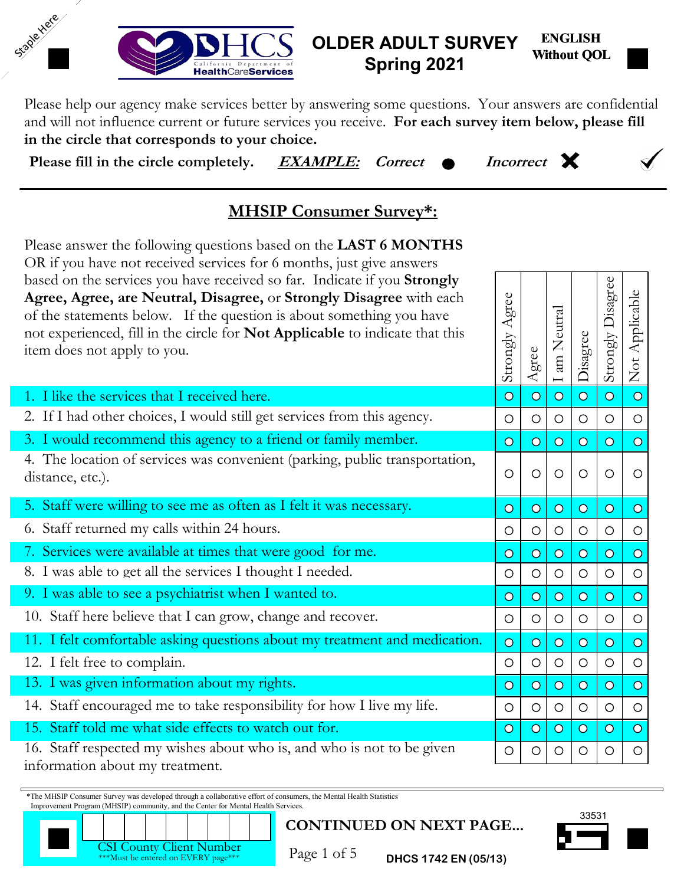Staple Here

# OLDER ADULT SURVEY Spring 2021

**ENGLISH Without QOL**

Please help our agency make services better by answering some questions. Your answers are confidential and will not influence current or future services you receive. **For each survey item below, please fill in the circle that corresponds to your choice.**

**Please fill in the circle completely.** ***EXAMPLE:*** *Correct* ● *Incorrect* ✖ ✓

## MHSIP Consumer Survey*:

Please answer the following questions based on the **LAST 6 MONTHS** OR if you have not received services for 6 months, just give answers based on the services you have received so far. Indicate if you **Strongly Agree, Agree, are Neutral, Disagree,** or **Strongly Disagree** with each of the statements below. If the question is about something you have not experienced, fill in the circle for **Not Applicable** to indicate that this item does not apply to you.

| | Strongly Agree | Agree | I am Neutral | Disagree | Strongly Disagree | Not Applicable |
|---|---|---|---|---|---|---|
| 1. I like the services that I received here. | ○ | ○ | ○ | ○ | ○ | ○ |
| 2. If I had other choices, I would still get services from this agency. | ○ | ○ | ○ | ○ | ○ | ○ |
| 3. I would recommend this agency to a friend or family member. | ○ | ○ | ○ | ○ | ○ | ○ |
| 4. The location of services was convenient (parking, public transportation, distance, etc.). | ○ | ○ | ○ | ○ | ○ | ○ |
| 5. Staff were willing to see me as often as I felt it was necessary. | ○ | ○ | ○ | ○ | ○ | ○ |
| 6. Staff returned my calls within 24 hours. | ○ | ○ | ○ | ○ | ○ | ○ |
| 7. Services were available at times that were good for me. | ○ | ○ | ○ | ○ | ○ | ○ |
| 8. I was able to get all the services I thought I needed. | ○ | ○ | ○ | ○ | ○ | ○ |
| 9. I was able to see a psychiatrist when I wanted to. | ○ | ○ | ○ | ○ | ○ | ○ |
| 10. Staff here believe that I can grow, change and recover. | ○ | ○ | ○ | ○ | ○ | ○ |
| 11. I felt comfortable asking questions about my treatment and medication. | ○ | ○ | ○ | ○ | ○ | ○ |
| 12. I felt free to complain. | ○ | ○ | ○ | ○ | ○ | ○ |
| 13. I was given information about my rights. | ○ | ○ | ○ | ○ | ○ | ○ |
| 14. Staff encouraged me to take responsibility for how I live my life. | ○ | ○ | ○ | ○ | ○ | ○ |
| 15. Staff told me what side effects to watch out for. | ○ | ○ | ○ | ○ | ○ | ○ |
| 16. Staff respected my wishes about who is, and who is not to be given information about my treatment. | ○ | ○ | ○ | ○ | ○ | ○ |

*The MHSIP Consumer Survey was developed through a collaborative effort of consumers, the Mental Health Statistics Improvement Program (MHSIP) community, and the Center for Mental Health Services.

CSI County Client Number
***Must be entered on EVERY page***

**CONTINUED ON NEXT PAGE...**

33531

DHCS 1742 EN (05/13)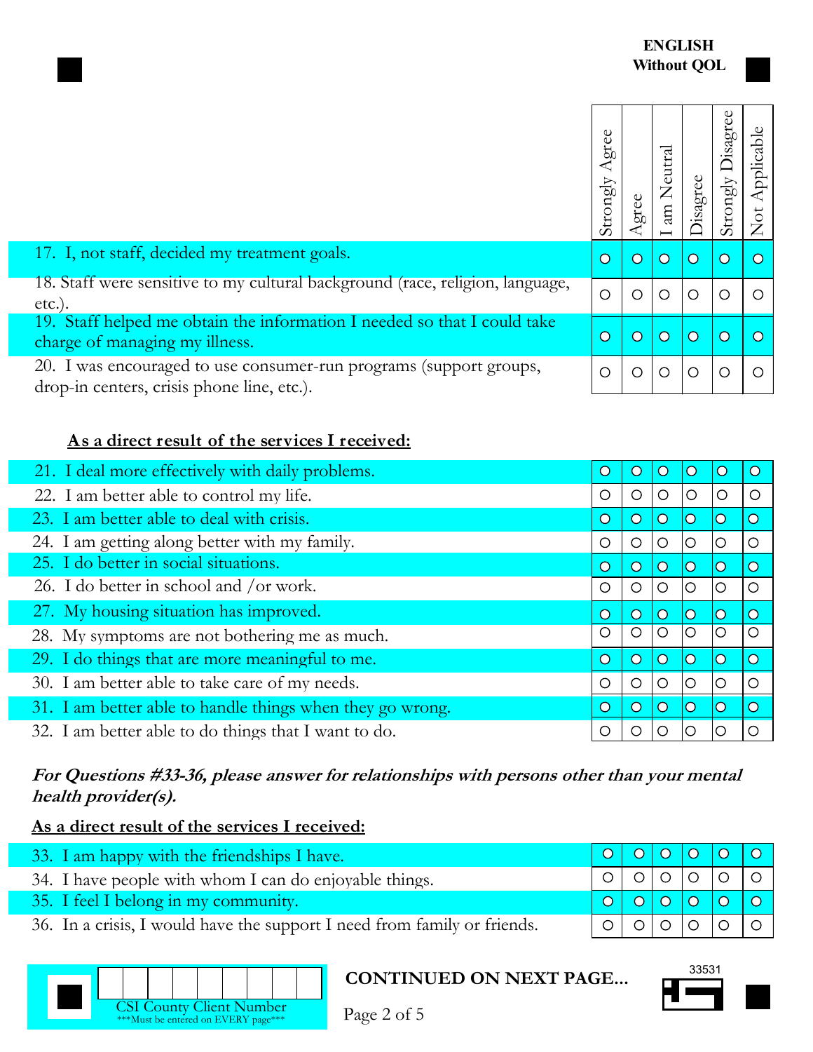**ENGLISH**
**Without QOL**

| | Strongly Agree | Agree | I am Neutral | Disagree | Strongly Disagree | Not Applicable |
|---|---|---|---|---|---|---|
| 17. I, not staff, decided my treatment goals. | ○ | ○ | ○ | ○ | ○ | ○ |
| 18. Staff were sensitive to my cultural background (race, religion, language, etc.). | ○ | ○ | ○ | ○ | ○ | ○ |
| 19. Staff helped me obtain the information I needed so that I could take charge of managing my illness. | ○ | ○ | ○ | ○ | ○ | ○ |
| 20. I was encouraged to use consumer-run programs (support groups, drop-in centers, crisis phone line, etc.). | ○ | ○ | ○ | ○ | ○ | ○ |

**As a direct result of the services I received:**

| | Strongly Agree | Agree | I am Neutral | Disagree | Strongly Disagree | Not Applicable |
|---|---|---|---|---|---|---|
| 21. I deal more effectively with daily problems. | ○ | ○ | ○ | ○ | ○ | ○ |
| 22. I am better able to control my life. | ○ | ○ | ○ | ○ | ○ | ○ |
| 23. I am better able to deal with crisis. | ○ | ○ | ○ | ○ | ○ | ○ |
| 24. I am getting along better with my family. | ○ | ○ | ○ | ○ | ○ | ○ |
| 25. I do better in social situations. | ○ | ○ | ○ | ○ | ○ | ○ |
| 26. I do better in school and /or work. | ○ | ○ | ○ | ○ | ○ | ○ |
| 27. My housing situation has improved. | ○ | ○ | ○ | ○ | ○ | ○ |
| 28. My symptoms are not bothering me as much. | ○ | ○ | ○ | ○ | ○ | ○ |
| 29. I do things that are more meaningful to me. | ○ | ○ | ○ | ○ | ○ | ○ |
| 30. I am better able to take care of my needs. | ○ | ○ | ○ | ○ | ○ | ○ |
| 31. I am better able to handle things when they go wrong. | ○ | ○ | ○ | ○ | ○ | ○ |
| 32. I am better able to do things that I want to do. | ○ | ○ | ○ | ○ | ○ | ○ |

***For Questions #33-36, please answer for relationships with persons other than your mental health provider(s).***

**As a direct result of the services I received:**

| | Strongly Agree | Agree | I am Neutral | Disagree | Strongly Disagree | Not Applicable |
|---|---|---|---|---|---|---|
| 33. I am happy with the friendships I have. | ○ | ○ | ○ | ○ | ○ | ○ |
| 34. I have people with whom I can do enjoyable things. | ○ | ○ | ○ | ○ | ○ | ○ |
| 35. I feel I belong in my community. | ○ | ○ | ○ | ○ | ○ | ○ |
| 36. In a crisis, I would have the support I need from family or friends. | ○ | ○ | ○ | ○ | ○ | ○ |

CSI County Client Number
***Must be entered on EVERY page***

**CONTINUED ON NEXT PAGE...**

33531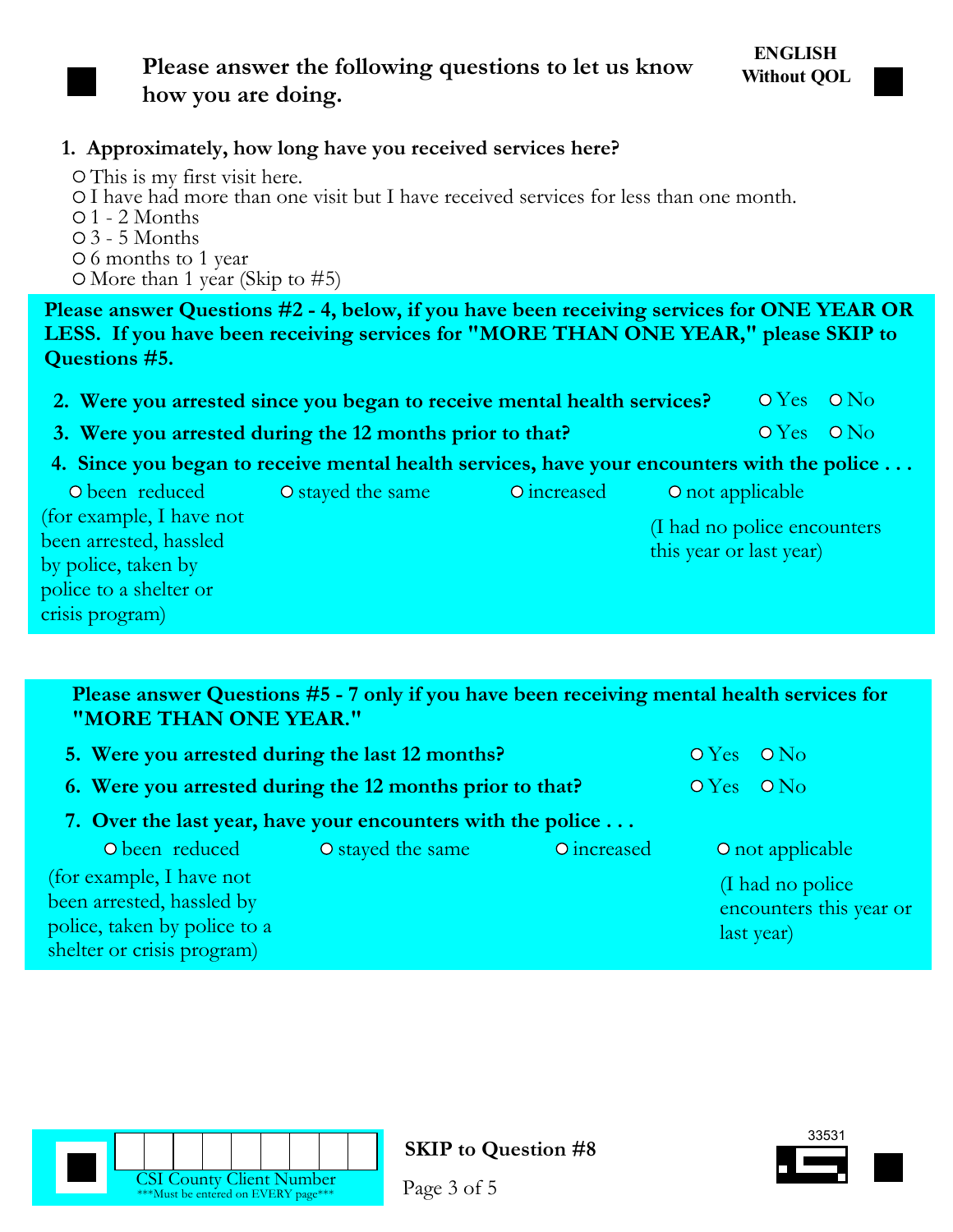**ENGLISH**
**Without QOL**

## Please answer the following questions to let us know how you are doing.

**1. Approximately, how long have you received services here?**

- ○ This is my first visit here.
- ○ I have had more than one visit but I have received services for less than one month.
- ○ 1 - 2 Months
- ○ 3 - 5 Months
- ○ 6 months to 1 year
- ○ More than 1 year (Skip to #5)

**Please answer Questions #2 - 4, below, if you have been receiving services for ONE YEAR OR LESS. If you have been receiving services for "MORE THAN ONE YEAR," please SKIP to Questions #5.**

**2. Were you arrested since you began to receive mental health services?** ○ Yes ○ No

**3. Were you arrested during the 12 months prior to that?** ○ Yes ○ No

**4. Since you began to receive mental health services, have your encounters with the police . . .**

- ○ been reduced (for example, I have not been arrested, hassled by police, taken by police to a shelter or crisis program)
- ○ stayed the same
- ○ increased
- ○ not applicable (I had no police encounters this year or last year)

**Please answer Questions #5 - 7 only if you have been receiving mental health services for "MORE THAN ONE YEAR."**

**5. Were you arrested during the last 12 months?** ○ Yes ○ No

**6. Were you arrested during the 12 months prior to that?** ○ Yes ○ No

**7. Over the last year, have your encounters with the police . . .**

- ○ been reduced (for example, I have not been arrested, hassled by police, taken by police to a shelter or crisis program)
- ○ stayed the same
- ○ increased
- ○ not applicable (I had no police encounters this year or last year)

CSI County Client Number
***Must be entered on EVERY page***

**SKIP to Question #8**

33531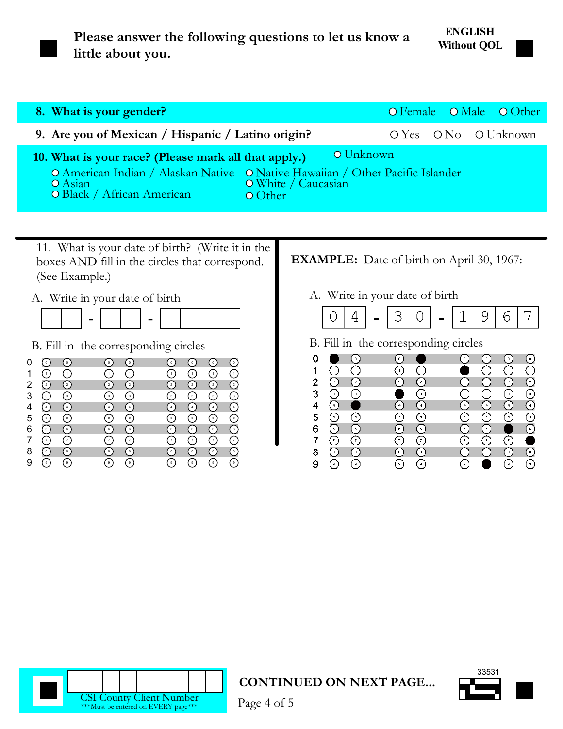**Please answer the following questions to let us know a little about you.**

**ENGLISH Without QOL**

**8. What is your gender?** ○ Female ○ Male ○ Other

**9. Are you of Mexican / Hispanic / Latino origin?** ○ Yes ○ No ○ Unknown

**10. What is your race? (Please mark all that apply.)** ○ Unknown

- ○ American Indian / Alaskan Native
- ○ Asian
- ○ Black / African American
- ○ Native Hawaiian / Other Pacific Islander
- ○ White / Caucasian
- ○ Other

11. What is your date of birth? (Write it in the boxes AND fill in the circles that correspond. (See Example.)

A. Write in your date of birth

[ ][ ] - [ ][ ] - [ ][ ][ ][ ]

B. Fill in the corresponding circles

| | M | M | D | D | Y | Y | Y | Y |
|---|---|---|---|---|---|---|---|---|
| 0 | ○ | ○ | ○ | ○ | ○ | ○ | ○ | ○ |
| 1 | ○ | ○ | ○ | ○ | ○ | ○ | ○ | ○ |
| 2 | ○ | ○ | ○ | ○ | ○ | ○ | ○ | ○ |
| 3 | ○ | ○ | ○ | ○ | ○ | ○ | ○ | ○ |
| 4 | ○ | ○ | ○ | ○ | ○ | ○ | ○ | ○ |
| 5 | ○ | ○ | ○ | ○ | ○ | ○ | ○ | ○ |
| 6 | ○ | ○ | ○ | ○ | ○ | ○ | ○ | ○ |
| 7 | ○ | ○ | ○ | ○ | ○ | ○ | ○ | ○ |
| 8 | ○ | ○ | ○ | ○ | ○ | ○ | ○ | ○ |
| 9 | ○ | ○ | ○ | ○ | ○ | ○ | ○ | ○ |

**EXAMPLE:** Date of birth on April 30, 1967:

A. Write in your date of birth

[0][4] - [3][0] - [1][9][6][7]

B. Fill in the corresponding circles

| | M | M | D | D | Y | Y | Y | Y |
|---|---|---|---|---|---|---|---|---|
| 0 | ● | ○ | ○ | ● | ○ | ○ | ○ | ○ |
| 1 | ○ | ○ | ○ | ○ | ● | ○ | ○ | ○ |
| 2 | ○ | ○ | ○ | ○ | ○ | ○ | ○ | ○ |
| 3 | ○ | ○ | ● | ○ | ○ | ○ | ○ | ○ |
| 4 | ○ | ● | ○ | ○ | ○ | ○ | ○ | ○ |
| 5 | ○ | ○ | ○ | ○ | ○ | ○ | ○ | ○ |
| 6 | ○ | ○ | ○ | ○ | ○ | ○ | ● | ○ |
| 7 | ○ | ○ | ○ | ○ | ○ | ○ | ○ | ● |
| 8 | ○ | ○ | ○ | ○ | ○ | ○ | ○ | ○ |
| 9 | ○ | ○ | ○ | ○ | ○ | ● | ○ | ○ |

CSI County Client Number [ ][ ][ ][ ][ ][ ][ ][ ][ ]

***Must be entered on EVERY page***

**CONTINUED ON NEXT PAGE...**

33531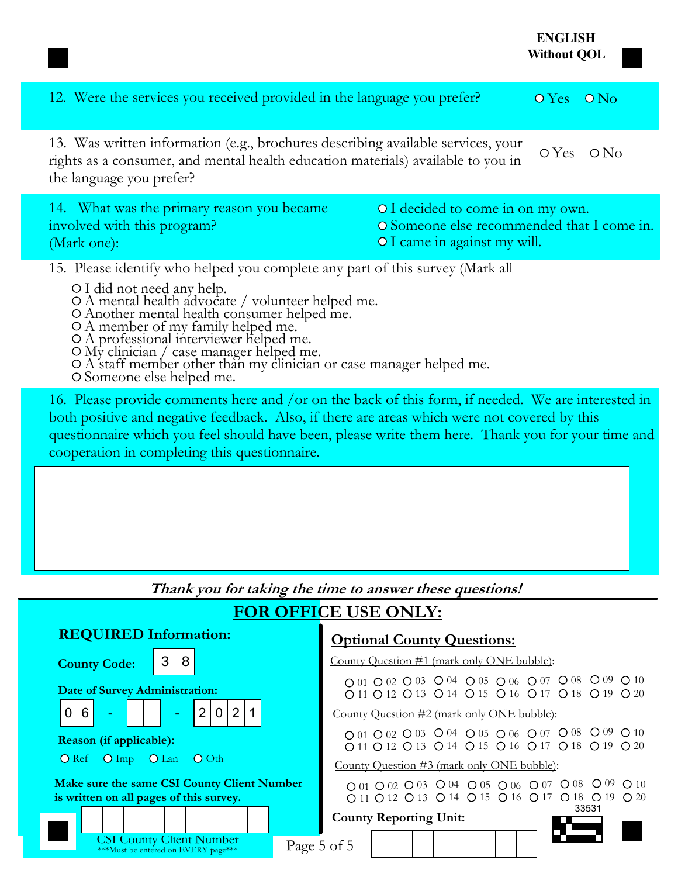**ENGLISH**
**Without QOL**

12. Were the services you received provided in the language you prefer? ○ Yes ○ No

13. Was written information (e.g., brochures describing available services, your rights as a consumer, and mental health education materials) available to you in the language you prefer? ○ Yes ○ No

14. What was the primary reason you became involved with this program? (Mark one):

- ○ I decided to come in on my own.
- ○ Someone else recommended that I come in.
- ○ I came in against my will.

15. Please identify who helped you complete any part of this survey (Mark all

- ○ I did not need any help.
- ○ A mental health advocate / volunteer helped me.
- ○ Another mental health consumer helped me.
- ○ A member of my family helped me.
- ○ A professional interviewer helped me.
- ○ My clinician / case manager helped me.
- ○ A staff member other than my clinician or case manager helped me.
- ○ Someone else helped me.

16. Please provide comments here and /or on the back of this form, if needed. We are interested in both positive and negative feedback. Also, if there are areas which were not covered by this questionnaire which you feel should have been, please write them here. Thank you for your time and cooperation in completing this questionnaire.

***Thank you for taking the time to answer these questions!***

## FOR OFFICE USE ONLY:

### REQUIRED Information:

**County Code:** 3 8

**Date of Survey Administration:**

0 6 - _ _ - 2 0 2 1

**Reason (if applicable):**

○ Ref ○ Imp ○ Lan ○ Oth

**Make sure the same CSI County Client Number is written on all pages of this survey.**

CSI County Client Number
***Must be entered on EVERY page***

### Optional County Questions:

County Question #1 (mark only ONE bubble):

○ 01 ○ 02 ○ 03 ○ 04 ○ 05 ○ 06 ○ 07 ○ 08 ○ 09 ○ 10
○ 11 ○ 12 ○ 13 ○ 14 ○ 15 ○ 16 ○ 17 ○ 18 ○ 19 ○ 20

County Question #2 (mark only ONE bubble):

○ 01 ○ 02 ○ 03 ○ 04 ○ 05 ○ 06 ○ 07 ○ 08 ○ 09 ○ 10
○ 11 ○ 12 ○ 13 ○ 14 ○ 15 ○ 16 ○ 17 ○ 18 ○ 19 ○ 20

County Question #3 (mark only ONE bubble):

○ 01 ○ 02 ○ 03 ○ 04 ○ 05 ○ 06 ○ 07 ○ 08 ○ 09 ○ 10
○ 11 ○ 12 ○ 13 ○ 14 ○ 15 ○ 16 ○ 17 ○ 18 ○ 19 ○ 20

**County Reporting Unit:**

33531